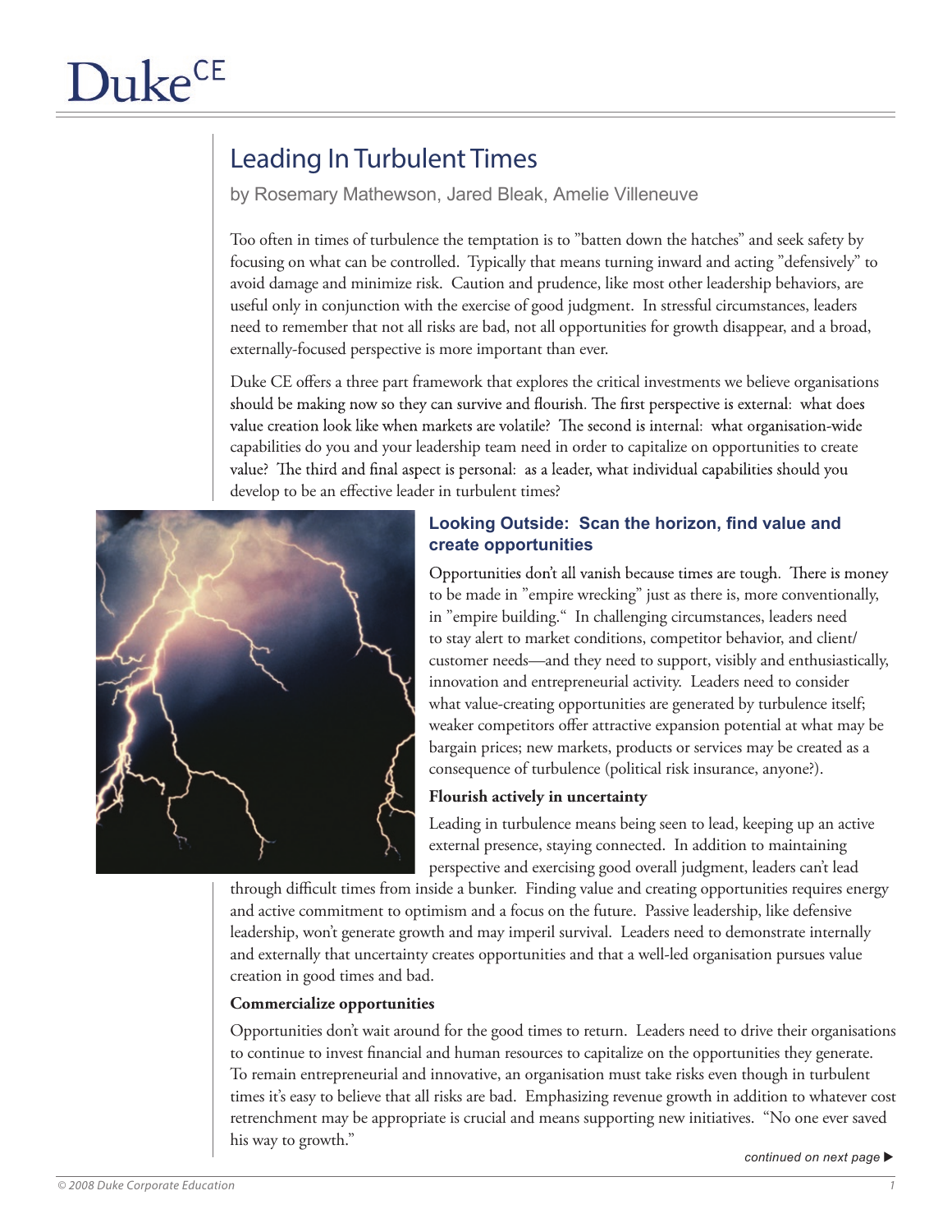# Leading In Turbulent Times

by Rosemary Mathewson, Jared Bleak, Amelie Villeneuve

Too often in times of turbulence the temptation is to "batten down the hatches" and seek safety by focusing on what can be controlled. Typically that means turning inward and acting "defensively" to avoid damage and minimize risk. Caution and prudence, like most other leadership behaviors, are useful only in conjunction with the exercise of good judgment. In stressful circumstances, leaders need to remember that not all risks are bad, not all opportunities for growth disappear, and a broad, externally-focused perspective is more important than ever.

Duke CE offers a three part framework that explores the critical investments we believe organisations should be making now so they can survive and flourish. The first perspective is external: what does value creation look like when markets are volatile? The second is internal: what organisation-wide capabilities do you and your leadership team need in order to capitalize on opportunities to create value? The third and final aspect is personal: as a leader, what individual capabilities should you develop to be an effective leader in turbulent times?

## Looking Outside: Scan the horizon, find value and create opportunities

Opportunities don't all vanish because times are tough. There is money to be made in "empire wrecking" just as there is, more conventionally, in "empire building." In challenging circumstances, leaders need to stay alert to market conditions, competitor behavior, and client/customer needs—and they need to support, visibly and enthusiastically, innovation and entrepreneurial activity. Leaders need to consider what value-creating opportunities are generated by turbulence itself; weaker competitors offer attractive expansion potential at what may be bargain prices; new markets, products or services may be created as a consequence of turbulence (political risk insurance, anyone?).

**Flourish actively in uncertainty**

Leading in turbulence means being seen to lead, keeping up an active external presence, staying connected. In addition to maintaining perspective and exercising good overall judgment, leaders can't lead through difficult times from inside a bunker. Finding value and creating opportunities requires energy and active commitment to optimism and a focus on the future. Passive leadership, like defensive leadership, won't generate growth and may imperil survival. Leaders need to demonstrate internally and externally that uncertainty creates opportunities and that a well-led organisation pursues value creation in good times and bad.

**Commercialize opportunities**

Opportunities don't wait around for the good times to return. Leaders need to drive their organisations to continue to invest financial and human resources to capitalize on the opportunities they generate. To remain entrepreneurial and innovative, an organisation must take risks even though in turbulent times it's easy to believe that all risks are bad. Emphasizing revenue growth in addition to whatever cost retrenchment may be appropriate is crucial and means supporting new initiatives. "No one ever saved his way to growth."

*continued on next page ▶*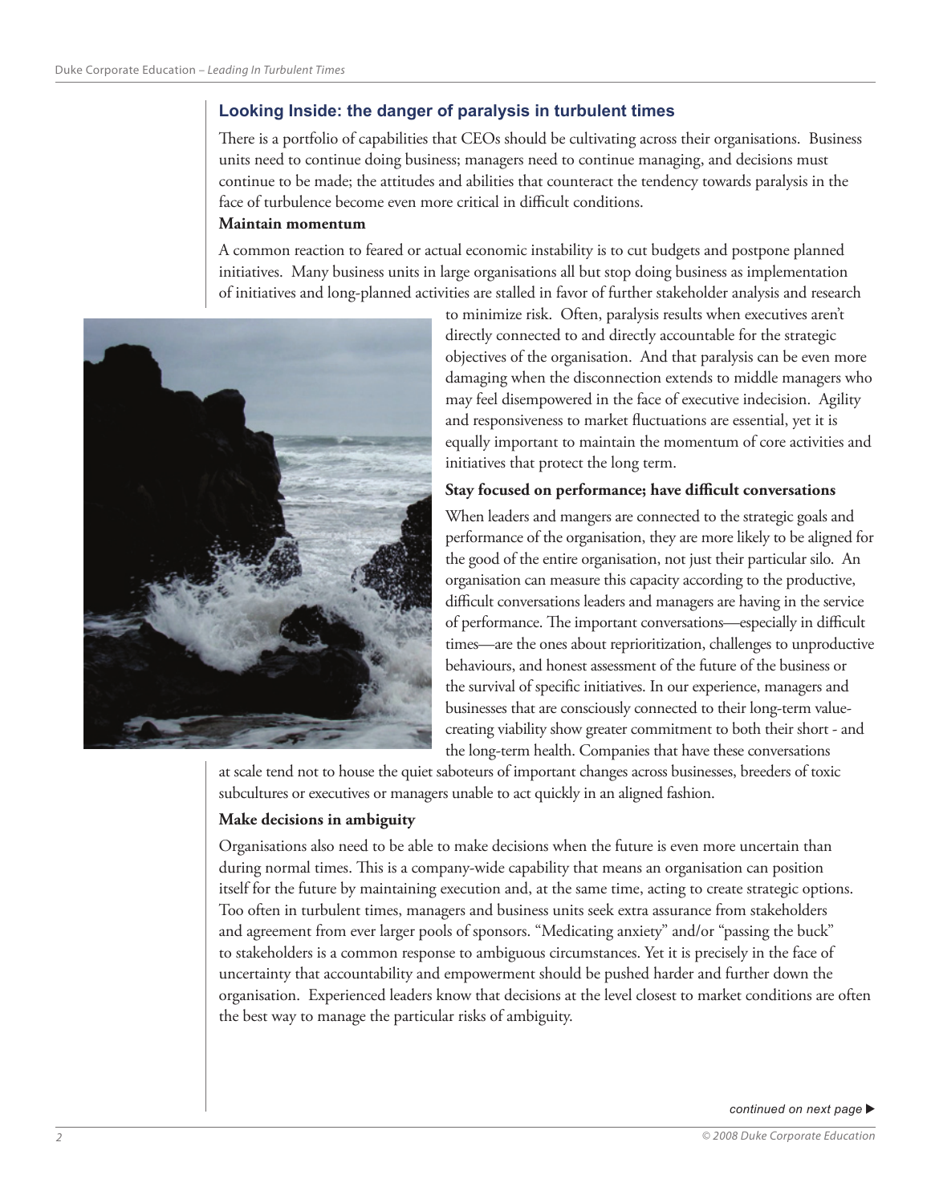## Looking Inside: the danger of paralysis in turbulent times

There is a portfolio of capabilities that CEOs should be cultivating across their organisations. Business units need to continue doing business; managers need to continue managing, and decisions must continue to be made; the attitudes and abilities that counteract the tendency towards paralysis in the face of turbulence become even more critical in difficult conditions.

**Maintain momentum**

A common reaction to feared or actual economic instability is to cut budgets and postpone planned initiatives. Many business units in large organisations all but stop doing business as implementation of initiatives and long-planned activities are stalled in favor of further stakeholder analysis and research to minimize risk. Often, paralysis results when executives aren't directly connected to and directly accountable for the strategic objectives of the organisation. And that paralysis can be even more damaging when the disconnection extends to middle managers who may feel disempowered in the face of executive indecision. Agility and responsiveness to market fluctuations are essential, yet it is equally important to maintain the momentum of core activities and initiatives that protect the long term.

**Stay focused on performance; have difficult conversations**

When leaders and mangers are connected to the strategic goals and performance of the organisation, they are more likely to be aligned for the good of the entire organisation, not just their particular silo. An organisation can measure this capacity according to the productive, difficult conversations leaders and managers are having in the service of performance. The important conversations—especially in difficult times—are the ones about reprioritization, challenges to unproductive behaviours, and honest assessment of the future of the business or the survival of specific initiatives. In our experience, managers and businesses that are consciously connected to their long-term value-creating viability show greater commitment to both their short - and the long-term health. Companies that have these conversations at scale tend not to house the quiet saboteurs of important changes across businesses, breeders of toxic subcultures or executives or managers unable to act quickly in an aligned fashion.

**Make decisions in ambiguity**

Organisations also need to be able to make decisions when the future is even more uncertain than during normal times. This is a company-wide capability that means an organisation can position itself for the future by maintaining execution and, at the same time, acting to create strategic options. Too often in turbulent times, managers and business units seek extra assurance from stakeholders and agreement from ever larger pools of sponsors. "Medicating anxiety" and/or "passing the buck" to stakeholders is a common response to ambiguous circumstances. Yet it is precisely in the face of uncertainty that accountability and empowerment should be pushed harder and further down the organisation. Experienced leaders know that decisions at the level closest to market conditions are often the best way to manage the particular risks of ambiguity.

*continued on next page ▶*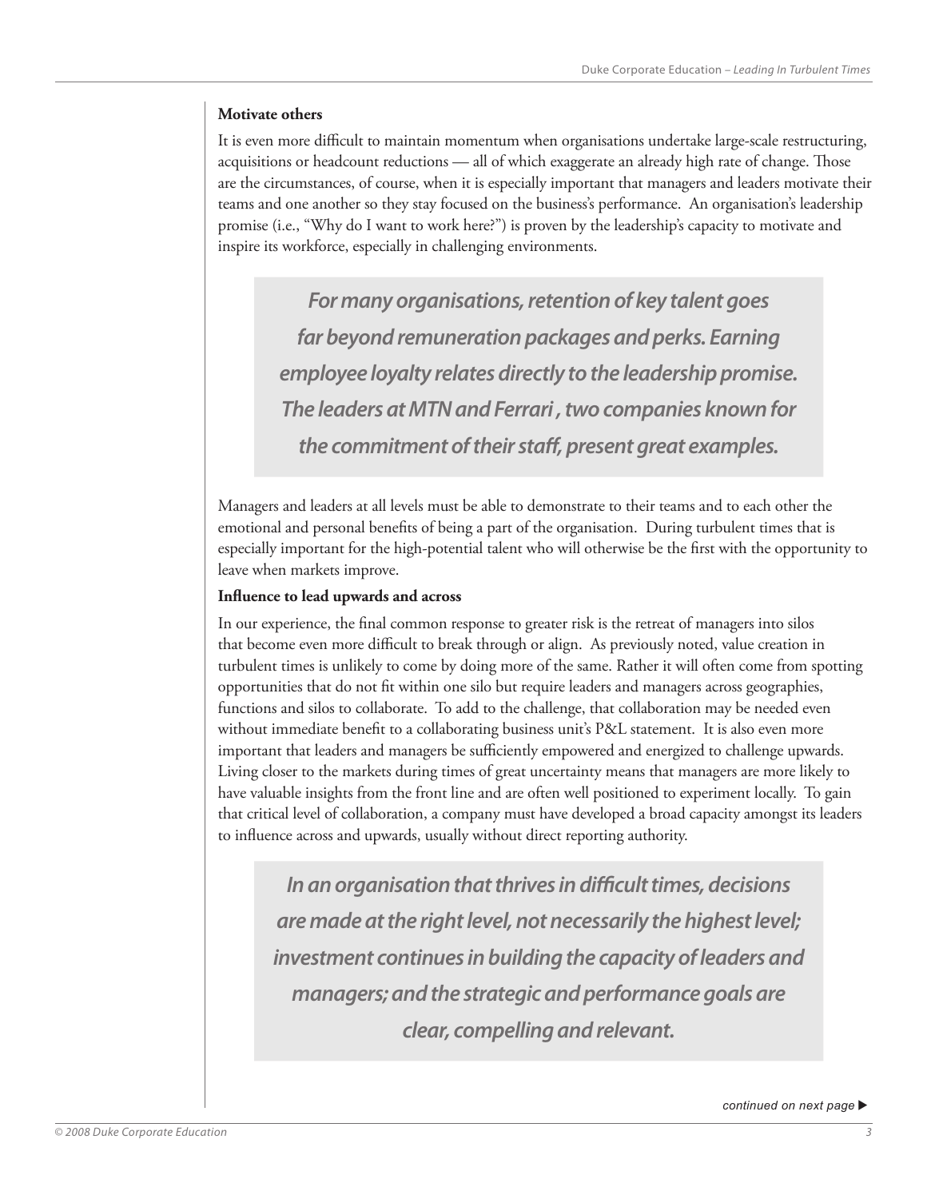**Motivate others**

It is even more difficult to maintain momentum when organisations undertake large-scale restructuring, acquisitions or headcount reductions — all of which exaggerate an already high rate of change. Those are the circumstances, of course, when it is especially important that managers and leaders motivate their teams and one another so they stay focused on the business's performance. An organisation's leadership promise (i.e., "Why do I want to work here?") is proven by the leadership's capacity to motivate and inspire its workforce, especially in challenging environments.

> ***For many organisations, retention of key talent goes far beyond remuneration packages and perks. Earning employee loyalty relates directly to the leadership promise. The leaders at MTN and Ferrari , two companies known for the commitment of their staff, present great examples.***

Managers and leaders at all levels must be able to demonstrate to their teams and to each other the emotional and personal benefits of being a part of the organisation. During turbulent times that is especially important for the high-potential talent who will otherwise be the first with the opportunity to leave when markets improve.

**Influence to lead upwards and across**

In our experience, the final common response to greater risk is the retreat of managers into silos that become even more difficult to break through or align. As previously noted, value creation in turbulent times is unlikely to come by doing more of the same. Rather it will often come from spotting opportunities that do not fit within one silo but require leaders and managers across geographies, functions and silos to collaborate. To add to the challenge, that collaboration may be needed even without immediate benefit to a collaborating business unit's P&L statement. It is also even more important that leaders and managers be sufficiently empowered and energized to challenge upwards. Living closer to the markets during times of great uncertainty means that managers are more likely to have valuable insights from the front line and are often well positioned to experiment locally. To gain that critical level of collaboration, a company must have developed a broad capacity amongst its leaders to influence across and upwards, usually without direct reporting authority.

> ***In an organisation that thrives in difficult times, decisions are made at the right level, not necessarily the highest level; investment continues in building the capacity of leaders and managers; and the strategic and performance goals are clear, compelling and relevant.***

*continued on next page ▶*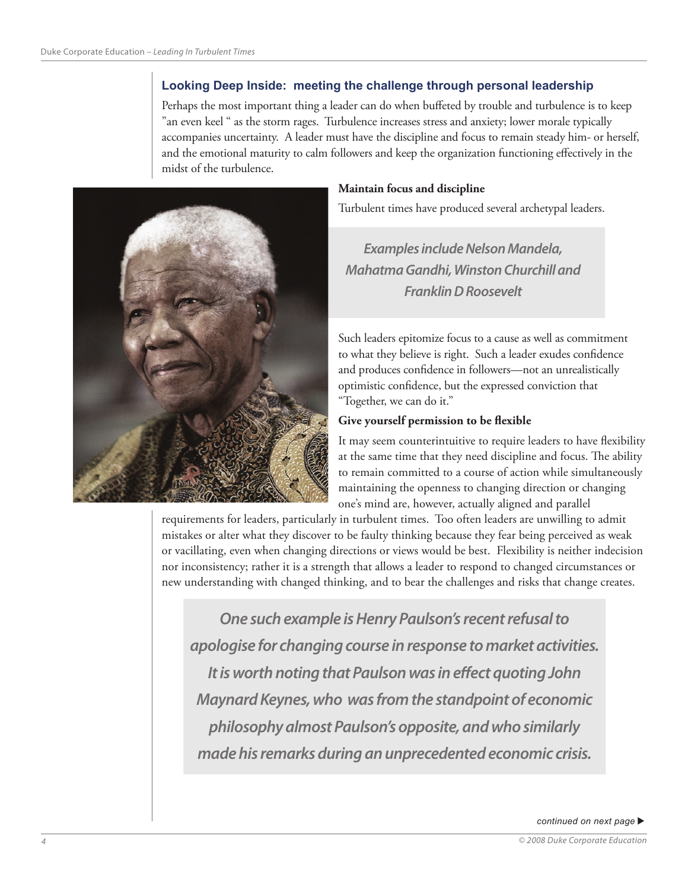### Looking Deep Inside: meeting the challenge through personal leadership

Perhaps the most important thing a leader can do when buffeted by trouble and turbulence is to keep "an even keel " as the storm rages. Turbulence increases stress and anxiety; lower morale typically accompanies uncertainty. A leader must have the discipline and focus to remain steady him- or herself, and the emotional maturity to calm followers and keep the organization functioning effectively in the midst of the turbulence.

**Maintain focus and discipline**

Turbulent times have produced several archetypal leaders.

*Examples include Nelson Mandela, Mahatma Gandhi, Winston Churchill and Franklin D Roosevelt*

Such leaders epitomize focus to a cause as well as commitment to what they believe is right. Such a leader exudes confidence and produces confidence in followers—not an unrealistically optimistic confidence, but the expressed conviction that "Together, we can do it."

**Give yourself permission to be flexible**

It may seem counterintuitive to require leaders to have flexibility at the same time that they need discipline and focus. The ability to remain committed to a course of action while simultaneously maintaining the openness to changing direction or changing one's mind are, however, actually aligned and parallel requirements for leaders, particularly in turbulent times. Too often leaders are unwilling to admit mistakes or alter what they discover to be faulty thinking because they fear being perceived as weak or vacillating, even when changing directions or views would be best. Flexibility is neither indecision nor inconsistency; rather it is a strength that allows a leader to respond to changed circumstances or new understanding with changed thinking, and to bear the challenges and risks that change creates.

*One such example is Henry Paulson's recent refusal to apologise for changing course in response to market activities. It is worth noting that Paulson was in effect quoting John Maynard Keynes, who was from the standpoint of economic philosophy almost Paulson's opposite, and who similarly made his remarks during an unprecedented economic crisis.*

*continued on next page*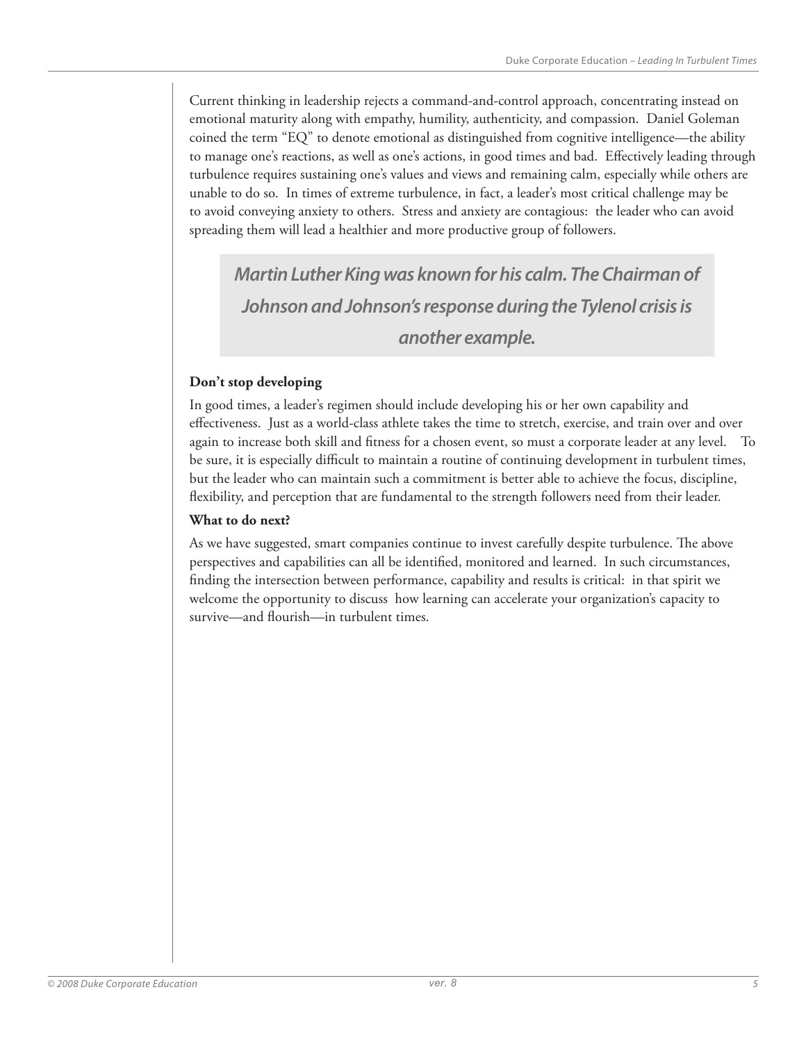Current thinking in leadership rejects a command-and-control approach, concentrating instead on emotional maturity along with empathy, humility, authenticity, and compassion. Daniel Goleman coined the term "EQ" to denote emotional as distinguished from cognitive intelligence—the ability to manage one's reactions, as well as one's actions, in good times and bad. Effectively leading through turbulence requires sustaining one's values and views and remaining calm, especially while others are unable to do so. In times of extreme turbulence, in fact, a leader's most critical challenge may be to avoid conveying anxiety to others. Stress and anxiety are contagious: the leader who can avoid spreading them will lead a healthier and more productive group of followers.

> ***Martin Luther King was known for his calm. The Chairman of Johnson and Johnson's response during the Tylenol crisis is another example.***

**Don't stop developing**

In good times, a leader's regimen should include developing his or her own capability and effectiveness. Just as a world-class athlete takes the time to stretch, exercise, and train over and over again to increase both skill and fitness for a chosen event, so must a corporate leader at any level. To be sure, it is especially difficult to maintain a routine of continuing development in turbulent times, but the leader who can maintain such a commitment is better able to achieve the focus, discipline, flexibility, and perception that are fundamental to the strength followers need from their leader.

**What to do next?**

As we have suggested, smart companies continue to invest carefully despite turbulence. The above perspectives and capabilities can all be identified, monitored and learned. In such circumstances, finding the intersection between performance, capability and results is critical: in that spirit we welcome the opportunity to discuss how learning can accelerate your organization's capacity to survive—and flourish—in turbulent times.